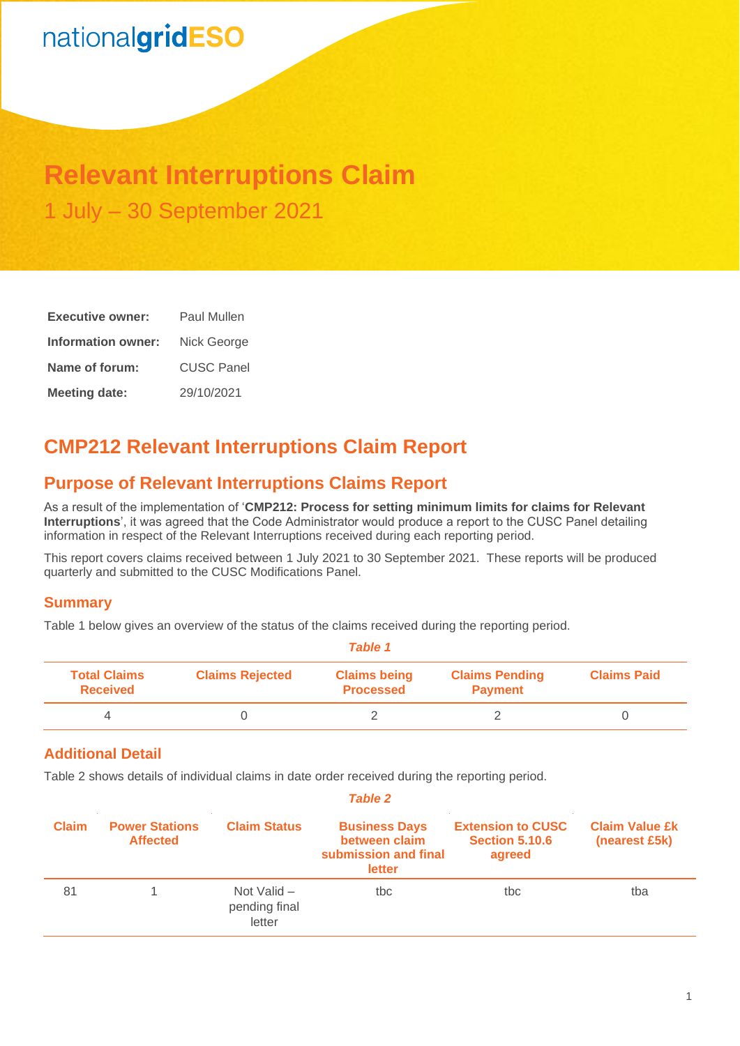nationalgridESO

# Relevant Interruptions Claim

1 July – 30 September 2021

| | |
|---|---|
| **Executive owner:** | Paul Mullen |
| **Information owner:** | Nick George |
| **Name of forum:** | CUSC Panel |
| **Meeting date:** | 29/10/2021 |

## CMP212 Relevant Interruptions Claim Report

## Purpose of Relevant Interruptions Claims Report

As a result of the implementation of '**CMP212: Process for setting minimum limits for claims for Relevant Interruptions**', it was agreed that the Code Administrator would produce a report to the CUSC Panel detailing information in respect of the Relevant Interruptions received during each reporting period.

This report covers claims received between 1 July 2021 to 30 September 2021. These reports will be produced quarterly and submitted to the CUSC Modifications Panel.

### Summary

Table 1 below gives an overview of the status of the claims received during the reporting period.

*Table 1*

| Total Claims Received | Claims Rejected | Claims being Processed | Claims Pending Payment | Claims Paid |
|---|---|---|---|---|
| 4 | 0 | 2 | 2 | 0 |

### Additional Detail

Table 2 shows details of individual claims in date order received during the reporting period.

*Table 2*

| Claim | Power Stations Affected | Claim Status | Business Days between claim submission and final letter | Extension to CUSC Section 5.10.6 agreed | Claim Value £k (nearest £5k) |
|---|---|---|---|---|---|
| 81 | 1 | Not Valid – pending final letter | tbc | tbc | tba |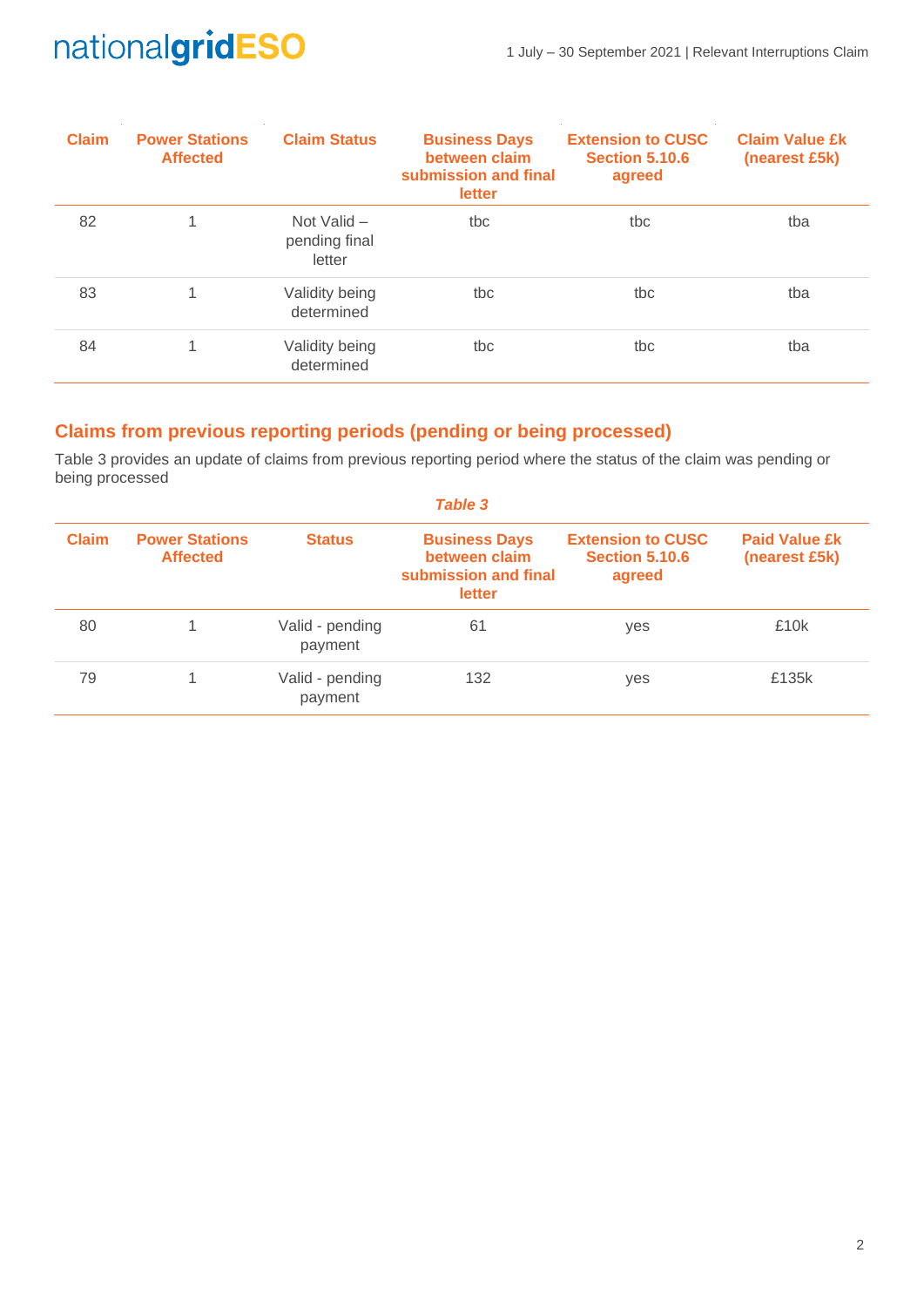| Claim | Power Stations Affected | Claim Status | Business Days between claim submission and final letter | Extension to CUSC Section 5.10.6 agreed | Claim Value £k (nearest £5k) |
|---|---|---|---|---|---|
| 82 | 1 | Not Valid – pending final letter | tbc | tbc | tba |
| 83 | 1 | Validity being determined | tbc | tbc | tba |
| 84 | 1 | Validity being determined | tbc | tbc | tba |

## Claims from previous reporting periods (pending or being processed)

Table 3 provides an update of claims from previous reporting period where the status of the claim was pending or being processed

*Table 3*

| Claim | Power Stations Affected | Status | Business Days between claim submission and final letter | Extension to CUSC Section 5.10.6 agreed | Paid Value £k (nearest £5k) |
|---|---|---|---|---|---|
| 80 | 1 | Valid - pending payment | 61 | yes | £10k |
| 79 | 1 | Valid - pending payment | 132 | yes | £135k |